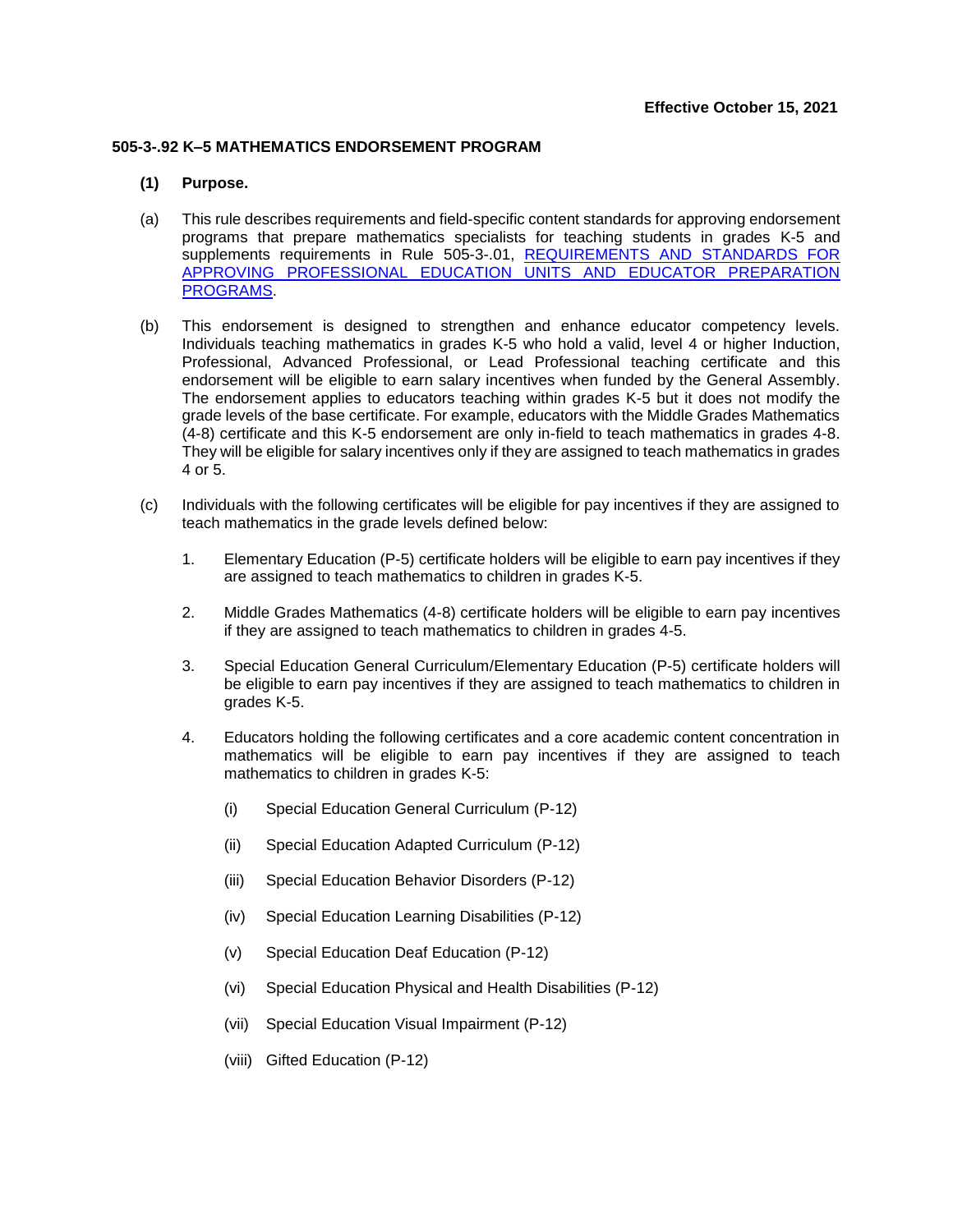**Effective October 15, 2021**

# 505-3-.92 K–5 MATHEMATICS ENDORSEMENT PROGRAM

**(1) Purpose.**

(a) This rule describes requirements and field-specific content standards for approving endorsement programs that prepare mathematics specialists for teaching students in grades K-5 and supplements requirements in Rule 505-3-.01, [REQUIREMENTS AND STANDARDS FOR APPROVING PROFESSIONAL EDUCATION UNITS AND EDUCATOR PREPARATION PROGRAMS](#).

(b) This endorsement is designed to strengthen and enhance educator competency levels. Individuals teaching mathematics in grades K-5 who hold a valid, level 4 or higher Induction, Professional, Advanced Professional, or Lead Professional teaching certificate and this endorsement will be eligible to earn salary incentives when funded by the General Assembly. The endorsement applies to educators teaching within grades K-5 but it does not modify the grade levels of the base certificate. For example, educators with the Middle Grades Mathematics (4-8) certificate and this K-5 endorsement are only in-field to teach mathematics in grades 4-8. They will be eligible for salary incentives only if they are assigned to teach mathematics in grades 4 or 5.

(c) Individuals with the following certificates will be eligible for pay incentives if they are assigned to teach mathematics in the grade levels defined below:

1. Elementary Education (P-5) certificate holders will be eligible to earn pay incentives if they are assigned to teach mathematics to children in grades K-5.

2. Middle Grades Mathematics (4-8) certificate holders will be eligible to earn pay incentives if they are assigned to teach mathematics to children in grades 4-5.

3. Special Education General Curriculum/Elementary Education (P-5) certificate holders will be eligible to earn pay incentives if they are assigned to teach mathematics to children in grades K-5.

4. Educators holding the following certificates and a core academic content concentration in mathematics will be eligible to earn pay incentives if they are assigned to teach mathematics to children in grades K-5:

   (i) Special Education General Curriculum (P-12)

   (ii) Special Education Adapted Curriculum (P-12)

   (iii) Special Education Behavior Disorders (P-12)

   (iv) Special Education Learning Disabilities (P-12)

   (v) Special Education Deaf Education (P-12)

   (vi) Special Education Physical and Health Disabilities (P-12)

   (vii) Special Education Visual Impairment (P-12)

   (viii) Gifted Education (P-12)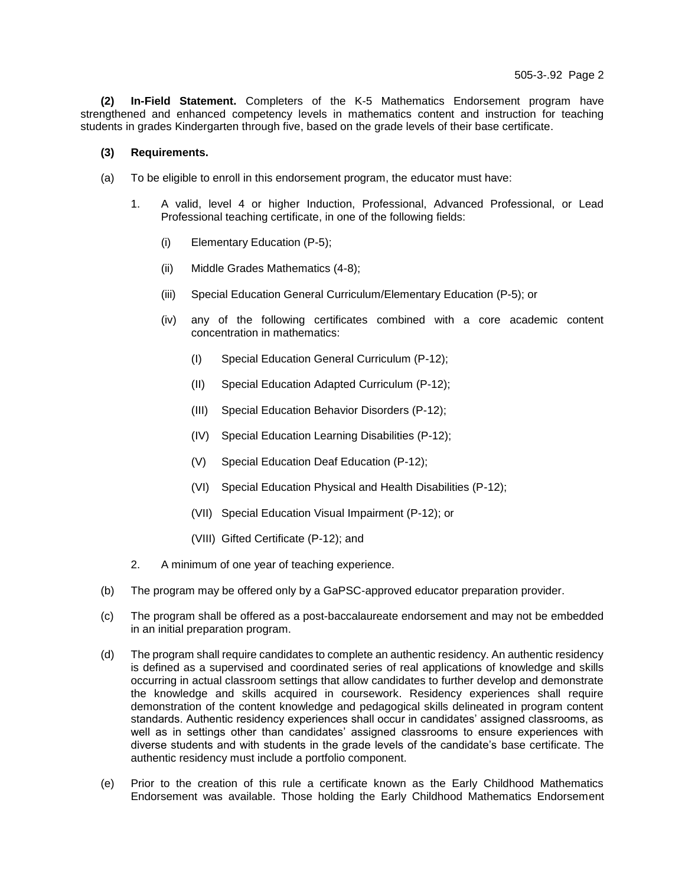**(2) In-Field Statement.** Completers of the K-5 Mathematics Endorsement program have strengthened and enhanced competency levels in mathematics content and instruction for teaching students in grades Kindergarten through five, based on the grade levels of their base certificate.

**(3) Requirements.**

(a) To be eligible to enroll in this endorsement program, the educator must have:

1. A valid, level 4 or higher Induction, Professional, Advanced Professional, or Lead Professional teaching certificate, in one of the following fields:

   (i) Elementary Education (P-5);

   (ii) Middle Grades Mathematics (4-8);

   (iii) Special Education General Curriculum/Elementary Education (P-5); or

   (iv) any of the following certificates combined with a core academic content concentration in mathematics:

      (I) Special Education General Curriculum (P-12);

      (II) Special Education Adapted Curriculum (P-12);

      (III) Special Education Behavior Disorders (P-12);

      (IV) Special Education Learning Disabilities (P-12);

      (V) Special Education Deaf Education (P-12);

      (VI) Special Education Physical and Health Disabilities (P-12);

      (VII) Special Education Visual Impairment (P-12); or

      (VIII) Gifted Certificate (P-12); and

2. A minimum of one year of teaching experience.

(b) The program may be offered only by a GaPSC-approved educator preparation provider.

(c) The program shall be offered as a post-baccalaureate endorsement and may not be embedded in an initial preparation program.

(d) The program shall require candidates to complete an authentic residency. An authentic residency is defined as a supervised and coordinated series of real applications of knowledge and skills occurring in actual classroom settings that allow candidates to further develop and demonstrate the knowledge and skills acquired in coursework. Residency experiences shall require demonstration of the content knowledge and pedagogical skills delineated in program content standards. Authentic residency experiences shall occur in candidates' assigned classrooms, as well as in settings other than candidates' assigned classrooms to ensure experiences with diverse students and with students in the grade levels of the candidate's base certificate. The authentic residency must include a portfolio component.

(e) Prior to the creation of this rule a certificate known as the Early Childhood Mathematics Endorsement was available. Those holding the Early Childhood Mathematics Endorsement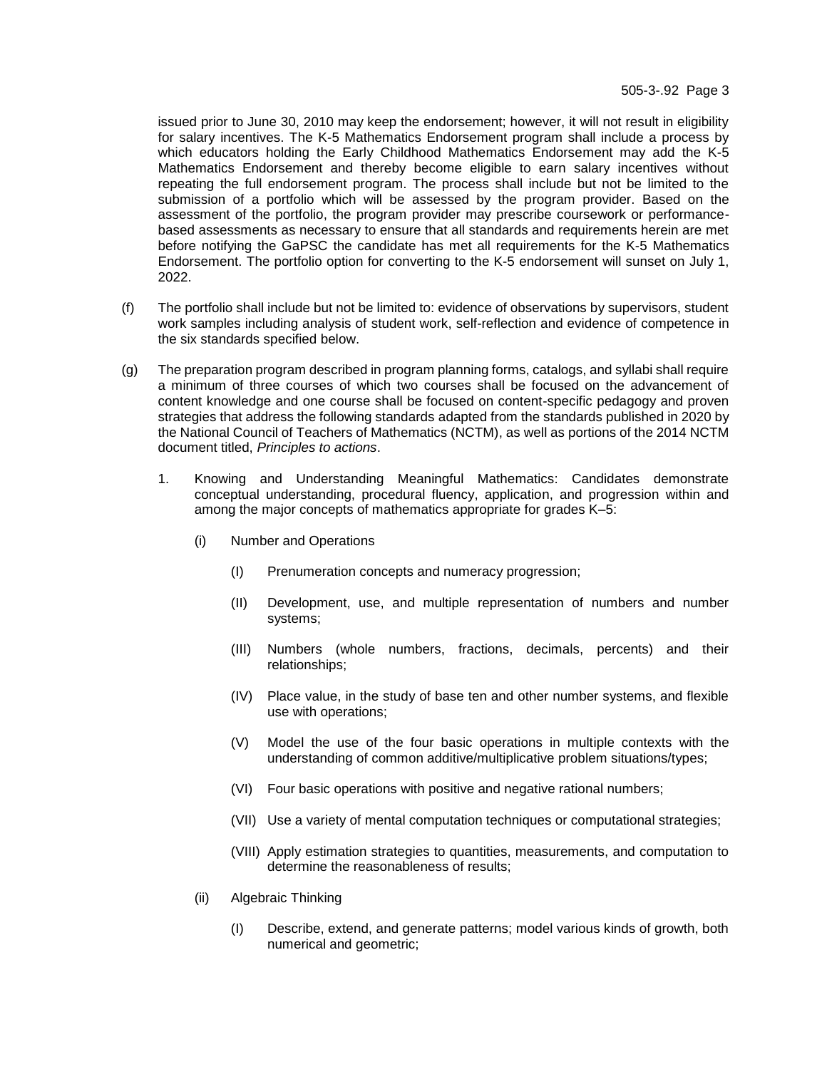issued prior to June 30, 2010 may keep the endorsement; however, it will not result in eligibility for salary incentives. The K-5 Mathematics Endorsement program shall include a process by which educators holding the Early Childhood Mathematics Endorsement may add the K-5 Mathematics Endorsement and thereby become eligible to earn salary incentives without repeating the full endorsement program. The process shall include but not be limited to the submission of a portfolio which will be assessed by the program provider. Based on the assessment of the portfolio, the program provider may prescribe coursework or performance-based assessments as necessary to ensure that all standards and requirements herein are met before notifying the GaPSC the candidate has met all requirements for the K-5 Mathematics Endorsement. The portfolio option for converting to the K-5 endorsement will sunset on July 1, 2022.

(f) The portfolio shall include but not be limited to: evidence of observations by supervisors, student work samples including analysis of student work, self-reflection and evidence of competence in the six standards specified below.

(g) The preparation program described in program planning forms, catalogs, and syllabi shall require a minimum of three courses of which two courses shall be focused on the advancement of content knowledge and one course shall be focused on content-specific pedagogy and proven strategies that address the following standards adapted from the standards published in 2020 by the National Council of Teachers of Mathematics (NCTM), as well as portions of the 2014 NCTM document titled, *Principles to actions*.

1. Knowing and Understanding Meaningful Mathematics: Candidates demonstrate conceptual understanding, procedural fluency, application, and progression within and among the major concepts of mathematics appropriate for grades K–5:

   (i) Number and Operations

   - (I) Prenumeration concepts and numeracy progression;
   - (II) Development, use, and multiple representation of numbers and number systems;
   - (III) Numbers (whole numbers, fractions, decimals, percents) and their relationships;
   - (IV) Place value, in the study of base ten and other number systems, and flexible use with operations;
   - (V) Model the use of the four basic operations in multiple contexts with the understanding of common additive/multiplicative problem situations/types;
   - (VI) Four basic operations with positive and negative rational numbers;
   - (VII) Use a variety of mental computation techniques or computational strategies;
   - (VIII) Apply estimation strategies to quantities, measurements, and computation to determine the reasonableness of results;

   (ii) Algebraic Thinking

   - (I) Describe, extend, and generate patterns; model various kinds of growth, both numerical and geometric;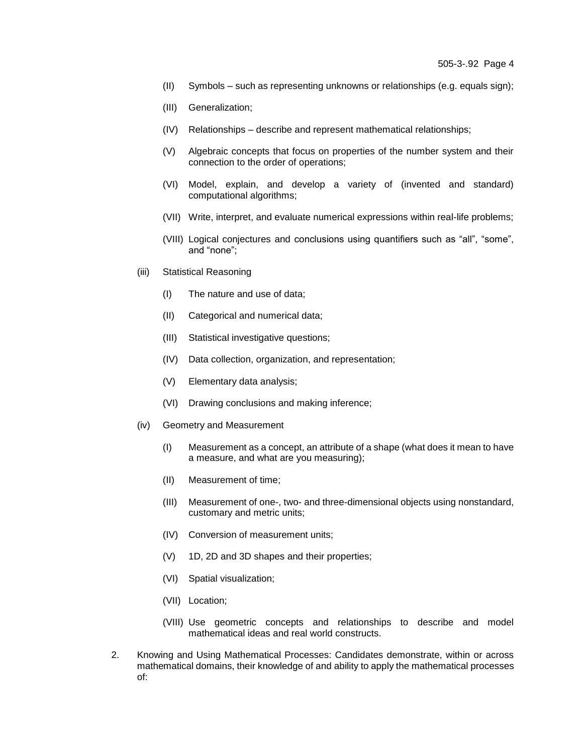(II) Symbols – such as representing unknowns or relationships (e.g. equals sign);

(III) Generalization;

(IV) Relationships – describe and represent mathematical relationships;

(V) Algebraic concepts that focus on properties of the number system and their connection to the order of operations;

(VI) Model, explain, and develop a variety of (invented and standard) computational algorithms;

(VII) Write, interpret, and evaluate numerical expressions within real-life problems;

(VIII) Logical conjectures and conclusions using quantifiers such as “all”, “some”, and “none”;

(iii) Statistical Reasoning

(I) The nature and use of data;

(II) Categorical and numerical data;

(III) Statistical investigative questions;

(IV) Data collection, organization, and representation;

(V) Elementary data analysis;

(VI) Drawing conclusions and making inference;

(iv) Geometry and Measurement

(I) Measurement as a concept, an attribute of a shape (what does it mean to have a measure, and what are you measuring);

(II) Measurement of time;

(III) Measurement of one-, two- and three-dimensional objects using nonstandard, customary and metric units;

(IV) Conversion of measurement units;

(V) 1D, 2D and 3D shapes and their properties;

(VI) Spatial visualization;

(VII) Location;

(VIII) Use geometric concepts and relationships to describe and model mathematical ideas and real world constructs.

2. Knowing and Using Mathematical Processes: Candidates demonstrate, within or across mathematical domains, their knowledge of and ability to apply the mathematical processes of: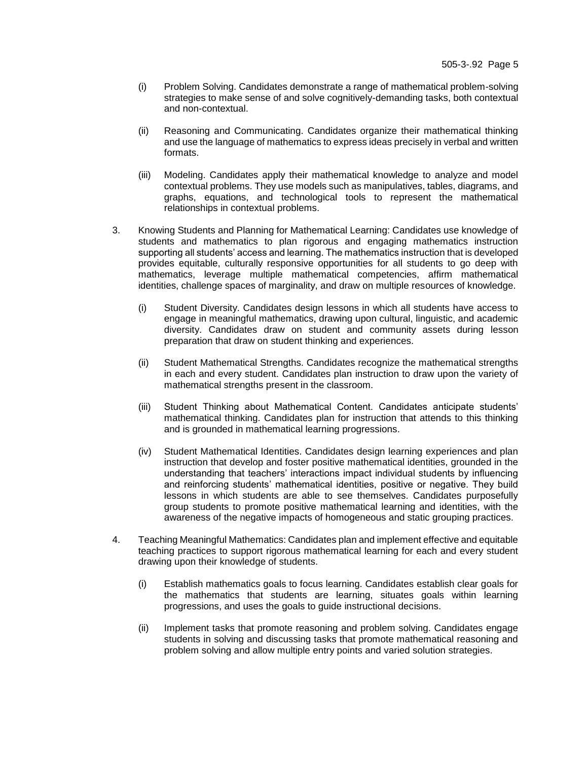(i) Problem Solving. Candidates demonstrate a range of mathematical problem-solving strategies to make sense of and solve cognitively-demanding tasks, both contextual and non-contextual.

(ii) Reasoning and Communicating. Candidates organize their mathematical thinking and use the language of mathematics to express ideas precisely in verbal and written formats.

(iii) Modeling. Candidates apply their mathematical knowledge to analyze and model contextual problems. They use models such as manipulatives, tables, diagrams, and graphs, equations, and technological tools to represent the mathematical relationships in contextual problems.

3. Knowing Students and Planning for Mathematical Learning: Candidates use knowledge of students and mathematics to plan rigorous and engaging mathematics instruction supporting all students' access and learning. The mathematics instruction that is developed provides equitable, culturally responsive opportunities for all students to go deep with mathematics, leverage multiple mathematical competencies, affirm mathematical identities, challenge spaces of marginality, and draw on multiple resources of knowledge.

    (i) Student Diversity. Candidates design lessons in which all students have access to engage in meaningful mathematics, drawing upon cultural, linguistic, and academic diversity. Candidates draw on student and community assets during lesson preparation that draw on student thinking and experiences.

    (ii) Student Mathematical Strengths. Candidates recognize the mathematical strengths in each and every student. Candidates plan instruction to draw upon the variety of mathematical strengths present in the classroom.

    (iii) Student Thinking about Mathematical Content. Candidates anticipate students' mathematical thinking. Candidates plan for instruction that attends to this thinking and is grounded in mathematical learning progressions.

    (iv) Student Mathematical Identities. Candidates design learning experiences and plan instruction that develop and foster positive mathematical identities, grounded in the understanding that teachers' interactions impact individual students by influencing and reinforcing students' mathematical identities, positive or negative. They build lessons in which students are able to see themselves. Candidates purposefully group students to promote positive mathematical learning and identities, with the awareness of the negative impacts of homogeneous and static grouping practices.

4. Teaching Meaningful Mathematics: Candidates plan and implement effective and equitable teaching practices to support rigorous mathematical learning for each and every student drawing upon their knowledge of students.

    (i) Establish mathematics goals to focus learning. Candidates establish clear goals for the mathematics that students are learning, situates goals within learning progressions, and uses the goals to guide instructional decisions.

    (ii) Implement tasks that promote reasoning and problem solving. Candidates engage students in solving and discussing tasks that promote mathematical reasoning and problem solving and allow multiple entry points and varied solution strategies.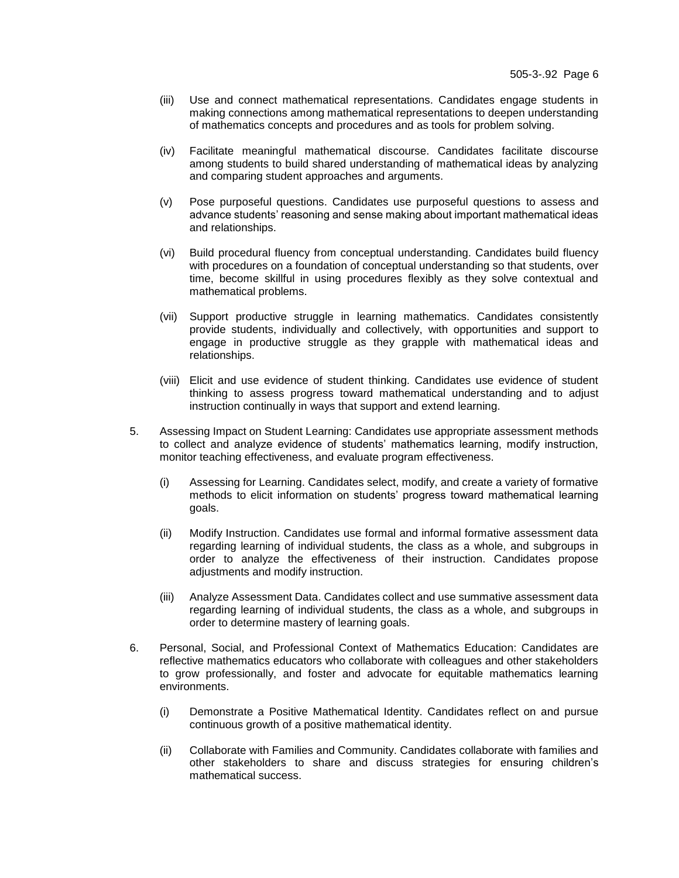(iii) Use and connect mathematical representations. Candidates engage students in making connections among mathematical representations to deepen understanding of mathematics concepts and procedures and as tools for problem solving.

(iv) Facilitate meaningful mathematical discourse. Candidates facilitate discourse among students to build shared understanding of mathematical ideas by analyzing and comparing student approaches and arguments.

(v) Pose purposeful questions. Candidates use purposeful questions to assess and advance students' reasoning and sense making about important mathematical ideas and relationships.

(vi) Build procedural fluency from conceptual understanding. Candidates build fluency with procedures on a foundation of conceptual understanding so that students, over time, become skillful in using procedures flexibly as they solve contextual and mathematical problems.

(vii) Support productive struggle in learning mathematics. Candidates consistently provide students, individually and collectively, with opportunities and support to engage in productive struggle as they grapple with mathematical ideas and relationships.

(viii) Elicit and use evidence of student thinking. Candidates use evidence of student thinking to assess progress toward mathematical understanding and to adjust instruction continually in ways that support and extend learning.

5. Assessing Impact on Student Learning: Candidates use appropriate assessment methods to collect and analyze evidence of students' mathematics learning, modify instruction, monitor teaching effectiveness, and evaluate program effectiveness.

   (i) Assessing for Learning. Candidates select, modify, and create a variety of formative methods to elicit information on students' progress toward mathematical learning goals.

   (ii) Modify Instruction. Candidates use formal and informal formative assessment data regarding learning of individual students, the class as a whole, and subgroups in order to analyze the effectiveness of their instruction. Candidates propose adjustments and modify instruction.

   (iii) Analyze Assessment Data. Candidates collect and use summative assessment data regarding learning of individual students, the class as a whole, and subgroups in order to determine mastery of learning goals.

6. Personal, Social, and Professional Context of Mathematics Education: Candidates are reflective mathematics educators who collaborate with colleagues and other stakeholders to grow professionally, and foster and advocate for equitable mathematics learning environments.

   (i) Demonstrate a Positive Mathematical Identity. Candidates reflect on and pursue continuous growth of a positive mathematical identity.

   (ii) Collaborate with Families and Community. Candidates collaborate with families and other stakeholders to share and discuss strategies for ensuring children's mathematical success.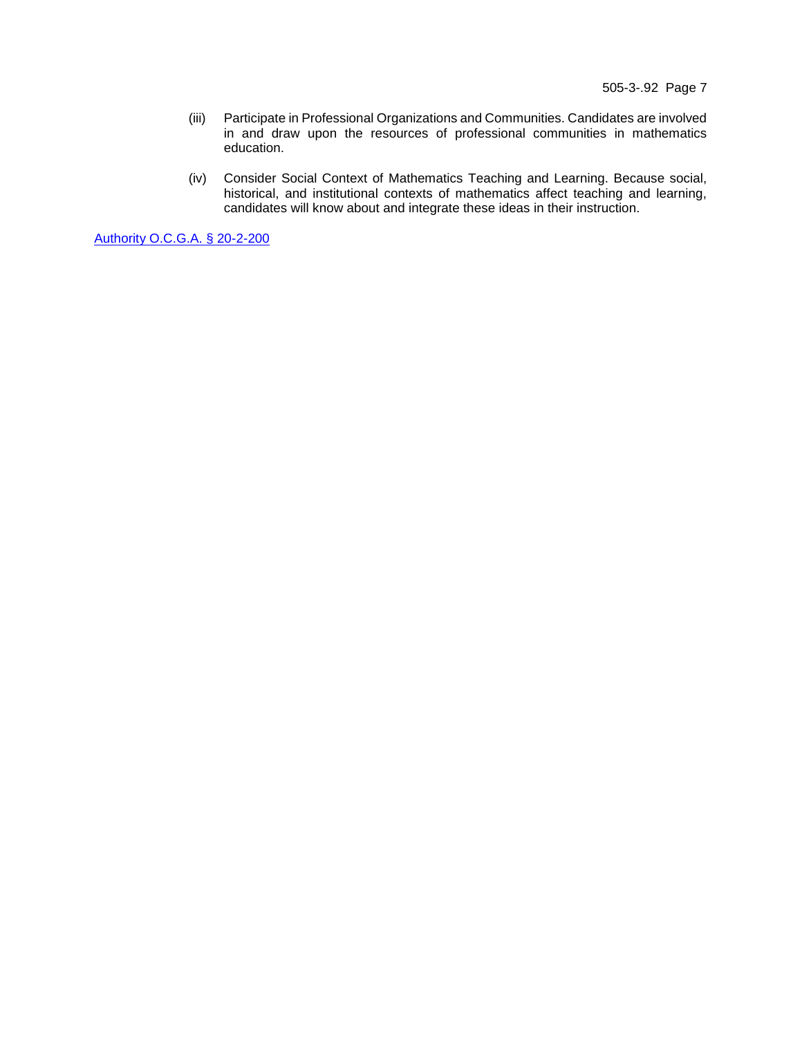(iii) Participate in Professional Organizations and Communities. Candidates are involved in and draw upon the resources of professional communities in mathematics education.

(iv) Consider Social Context of Mathematics Teaching and Learning. Because social, historical, and institutional contexts of mathematics affect teaching and learning, candidates will know about and integrate these ideas in their instruction.

Authority O.C.G.A. § 20-2-200